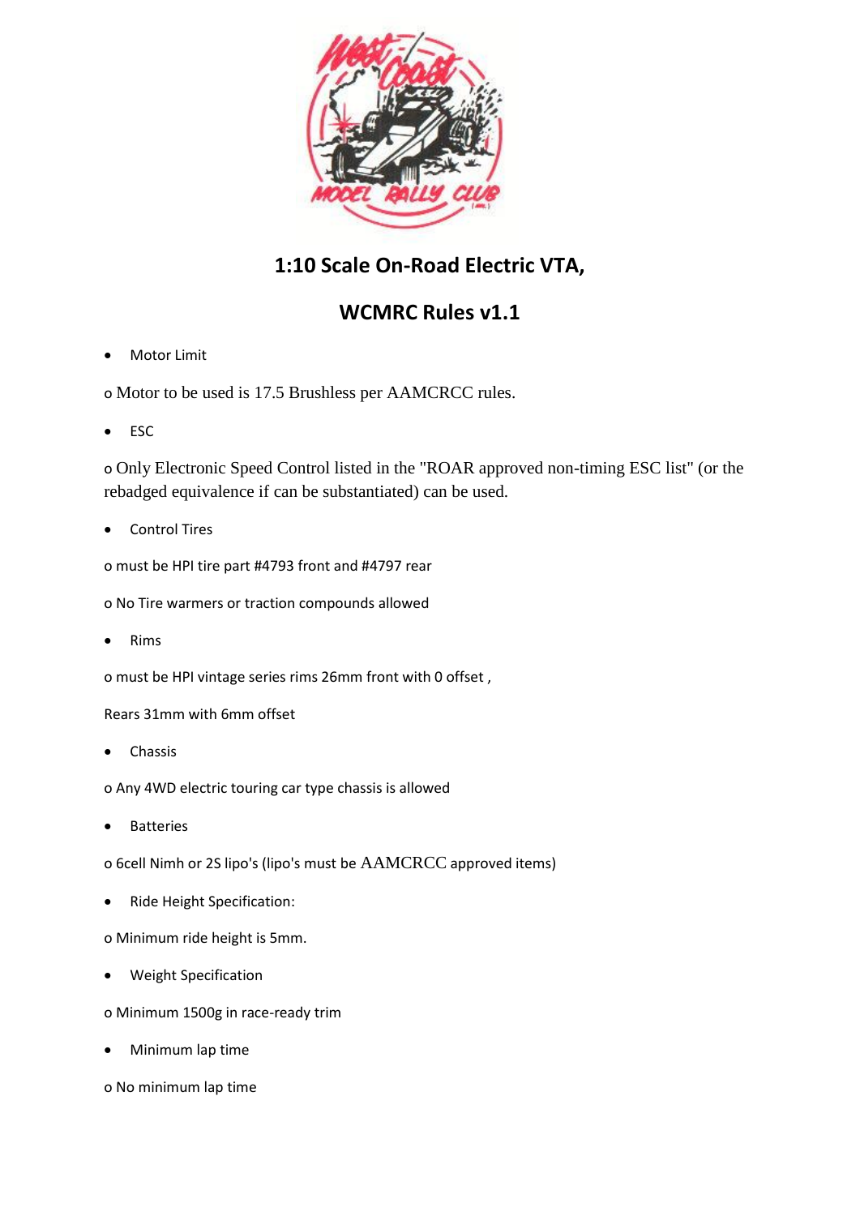# 1:10 Scale On-Road Electric VTA,

# WCMRC Rules v1.1

- Motor Limit

o Motor to be used is 17.5 Brushless per AAMCRCC rules.

- ESC

o Only Electronic Speed Control listed in the "ROAR approved non-timing ESC list" (or the rebadged equivalence if can be substantiated) can be used.

- Control Tires

o must be HPI tire part #4793 front and #4797 rear

o No Tire warmers or traction compounds allowed

- Rims

o must be HPI vintage series rims 26mm front with 0 offset ,

Rears 31mm with 6mm offset

- Chassis

o Any 4WD electric touring car type chassis is allowed

- Batteries

o 6cell Nimh or 2S lipo's (lipo's must be AAMCRCC approved items)

- Ride Height Specification:

o Minimum ride height is 5mm.

- Weight Specification

o Minimum 1500g in race-ready trim

- Minimum lap time

o No minimum lap time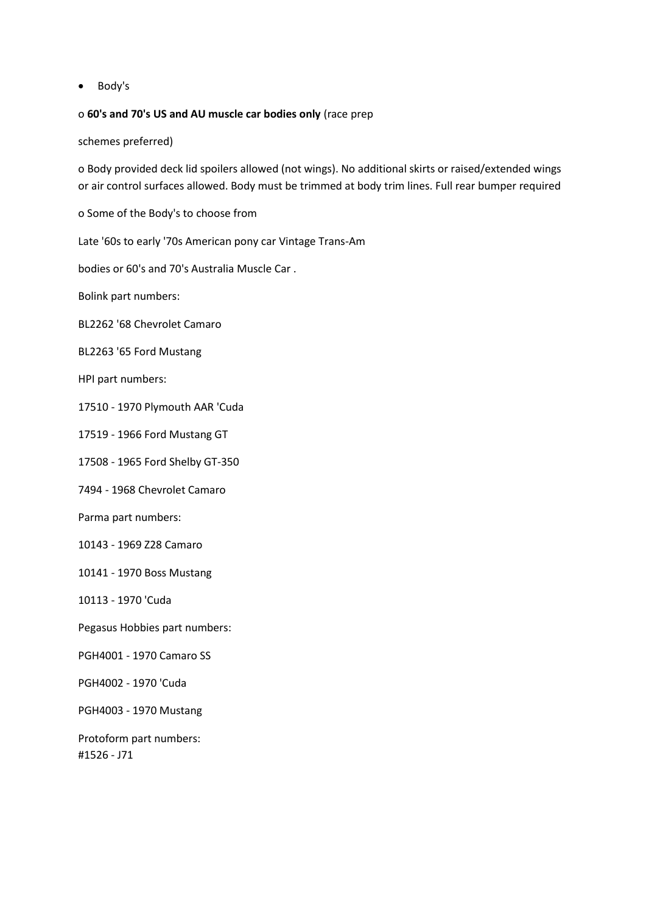- Body's
  - **60's and 70's US and AU muscle car bodies only** (race prep

schemes preferred)

  - Body provided deck lid spoilers allowed (not wings). No additional skirts or raised/extended wings or air control surfaces allowed. Body must be trimmed at body trim lines. Full rear bumper required
  - Some of the Body's to choose from

Late '60s to early '70s American pony car Vintage Trans-Am

bodies or 60's and 70's Australia Muscle Car .

Bolink part numbers:

BL2262 '68 Chevrolet Camaro

BL2263 '65 Ford Mustang

HPI part numbers:

17510 - 1970 Plymouth AAR 'Cuda

17519 - 1966 Ford Mustang GT

17508 - 1965 Ford Shelby GT-350

7494 - 1968 Chevrolet Camaro

Parma part numbers:

10143 - 1969 Z28 Camaro

10141 - 1970 Boss Mustang

10113 - 1970 'Cuda

Pegasus Hobbies part numbers:

PGH4001 - 1970 Camaro SS

PGH4002 - 1970 'Cuda

PGH4003 - 1970 Mustang

Protoform part numbers:
#1526 - J71